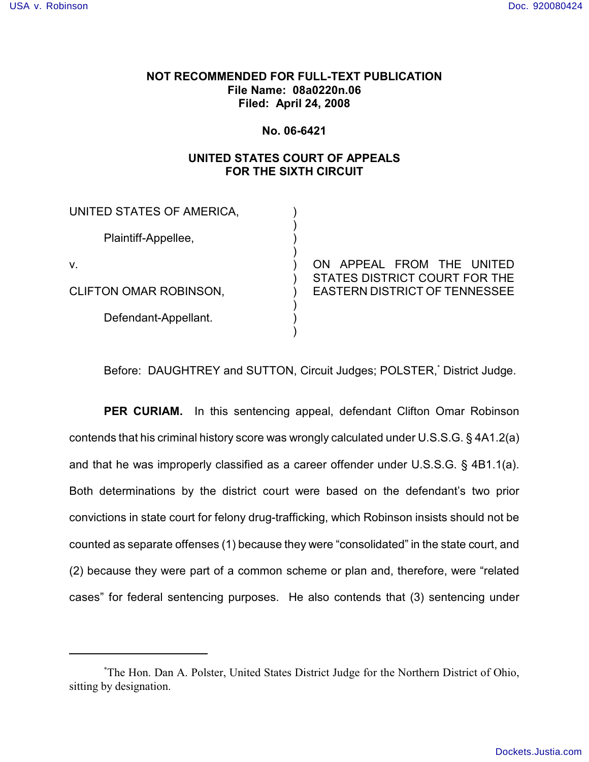**NOT RECOMMENDED FOR FULL-TEXT PUBLICATION**
**File Name: 08a0220n.06**
**Filed: April 24, 2008**

**No. 06-6421**

**UNITED STATES COURT OF APPEALS**
**FOR THE SIXTH CIRCUIT**

UNITED STATES OF AMERICA,

Plaintiff-Appellee,

v.

CLIFTON OMAR ROBINSON,

Defendant-Appellant.

ON APPEAL FROM THE UNITED STATES DISTRICT COURT FOR THE EASTERN DISTRICT OF TENNESSEE

Before: DAUGHTREY and SUTTON, Circuit Judges; POLSTER,* District Judge.

**PER CURIAM.** In this sentencing appeal, defendant Clifton Omar Robinson contends that his criminal history score was wrongly calculated under U.S.S.G. § 4A1.2(a) and that he was improperly classified as a career offender under U.S.S.G. § 4B1.1(a). Both determinations by the district court were based on the defendant's two prior convictions in state court for felony drug-trafficking, which Robinson insists should not be counted as separate offenses (1) because they were "consolidated" in the state court, and (2) because they were part of a common scheme or plan and, therefore, were "related cases" for federal sentencing purposes. He also contends that (3) sentencing under

---

*The Hon. Dan A. Polster, United States District Judge for the Northern District of Ohio, sitting by designation.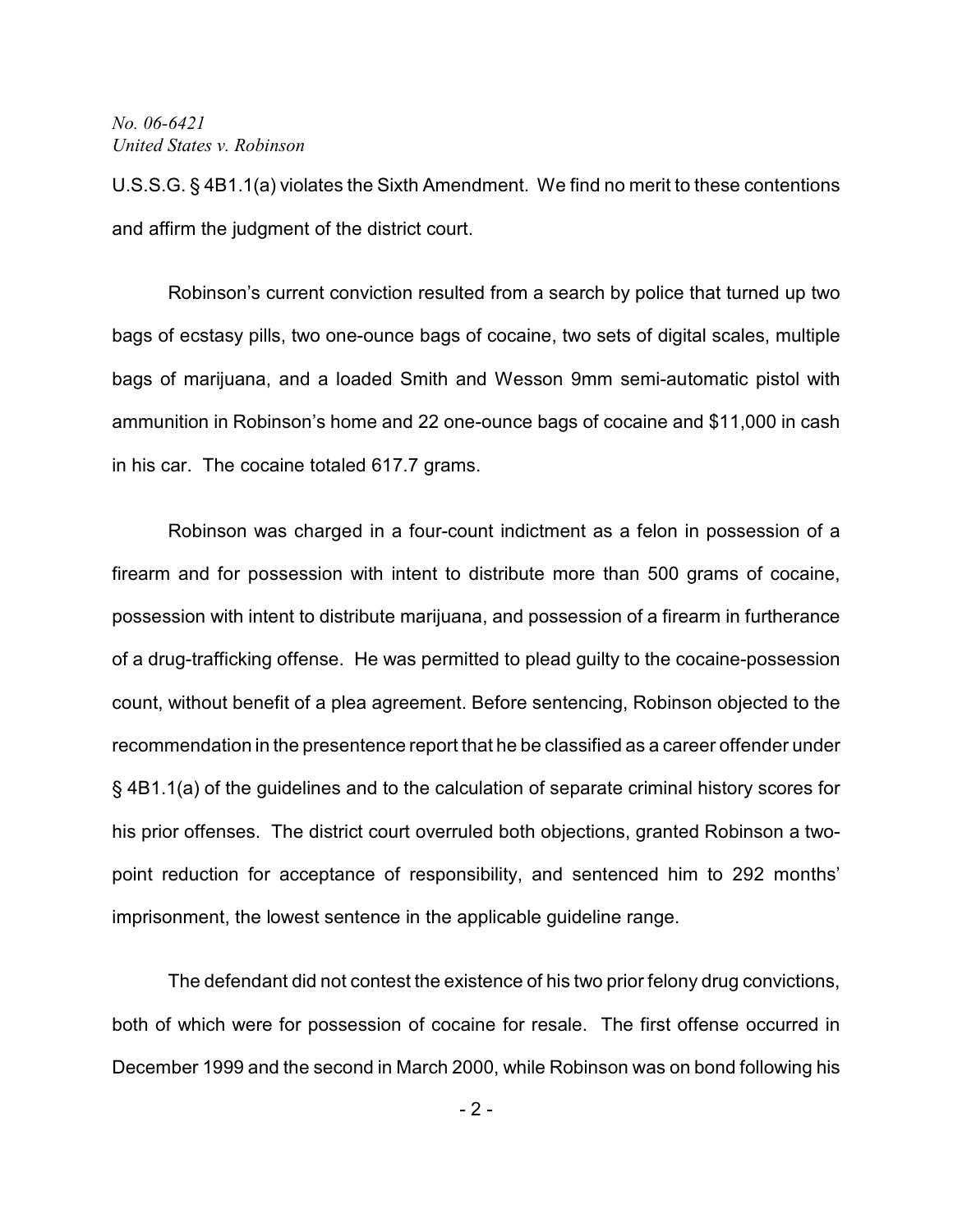U.S.S.G. § 4B1.1(a) violates the Sixth Amendment. We find no merit to these contentions and affirm the judgment of the district court.

Robinson's current conviction resulted from a search by police that turned up two bags of ecstasy pills, two one-ounce bags of cocaine, two sets of digital scales, multiple bags of marijuana, and a loaded Smith and Wesson 9mm semi-automatic pistol with ammunition in Robinson's home and 22 one-ounce bags of cocaine and $11,000 in cash in his car. The cocaine totaled 617.7 grams.

Robinson was charged in a four-count indictment as a felon in possession of a firearm and for possession with intent to distribute more than 500 grams of cocaine, possession with intent to distribute marijuana, and possession of a firearm in furtherance of a drug-trafficking offense. He was permitted to plead guilty to the cocaine-possession count, without benefit of a plea agreement. Before sentencing, Robinson objected to the recommendation in the presentence report that he be classified as a career offender under § 4B1.1(a) of the guidelines and to the calculation of separate criminal history scores for his prior offenses. The district court overruled both objections, granted Robinson a two-point reduction for acceptance of responsibility, and sentenced him to 292 months' imprisonment, the lowest sentence in the applicable guideline range.

The defendant did not contest the existence of his two prior felony drug convictions, both of which were for possession of cocaine for resale. The first offense occurred in December 1999 and the second in March 2000, while Robinson was on bond following his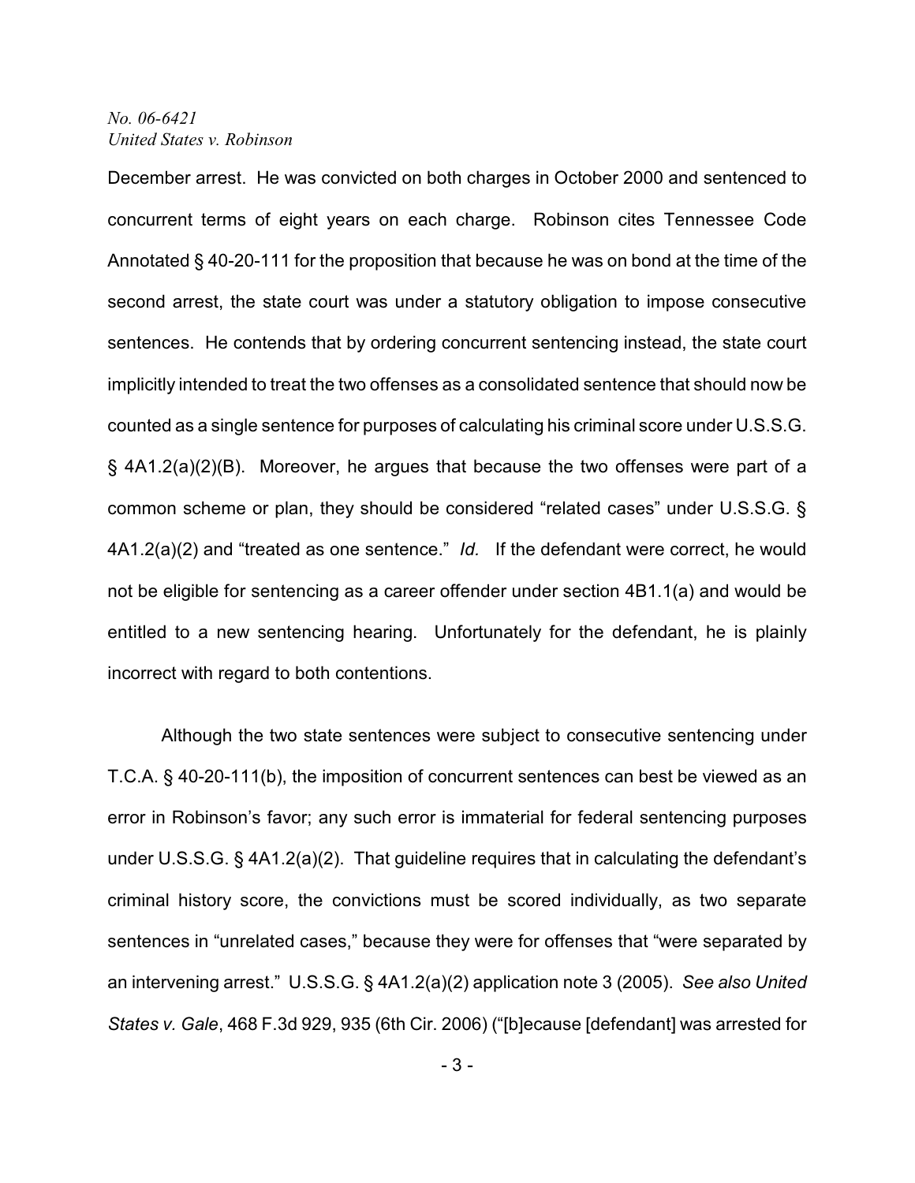December arrest. He was convicted on both charges in October 2000 and sentenced to concurrent terms of eight years on each charge. Robinson cites Tennessee Code Annotated § 40-20-111 for the proposition that because he was on bond at the time of the second arrest, the state court was under a statutory obligation to impose consecutive sentences. He contends that by ordering concurrent sentencing instead, the state court implicitly intended to treat the two offenses as a consolidated sentence that should now be counted as a single sentence for purposes of calculating his criminal score under U.S.S.G. § 4A1.2(a)(2)(B). Moreover, he argues that because the two offenses were part of a common scheme or plan, they should be considered "related cases" under U.S.S.G. § 4A1.2(a)(2) and "treated as one sentence." *Id.* If the defendant were correct, he would not be eligible for sentencing as a career offender under section 4B1.1(a) and would be entitled to a new sentencing hearing. Unfortunately for the defendant, he is plainly incorrect with regard to both contentions.

Although the two state sentences were subject to consecutive sentencing under T.C.A. § 40-20-111(b), the imposition of concurrent sentences can best be viewed as an error in Robinson's favor; any such error is immaterial for federal sentencing purposes under U.S.S.G. § 4A1.2(a)(2). That guideline requires that in calculating the defendant's criminal history score, the convictions must be scored individually, as two separate sentences in "unrelated cases," because they were for offenses that "were separated by an intervening arrest." U.S.S.G. § 4A1.2(a)(2) application note 3 (2005). *See also United States v. Gale*, 468 F.3d 929, 935 (6th Cir. 2006) ("[b]ecause [defendant] was arrested for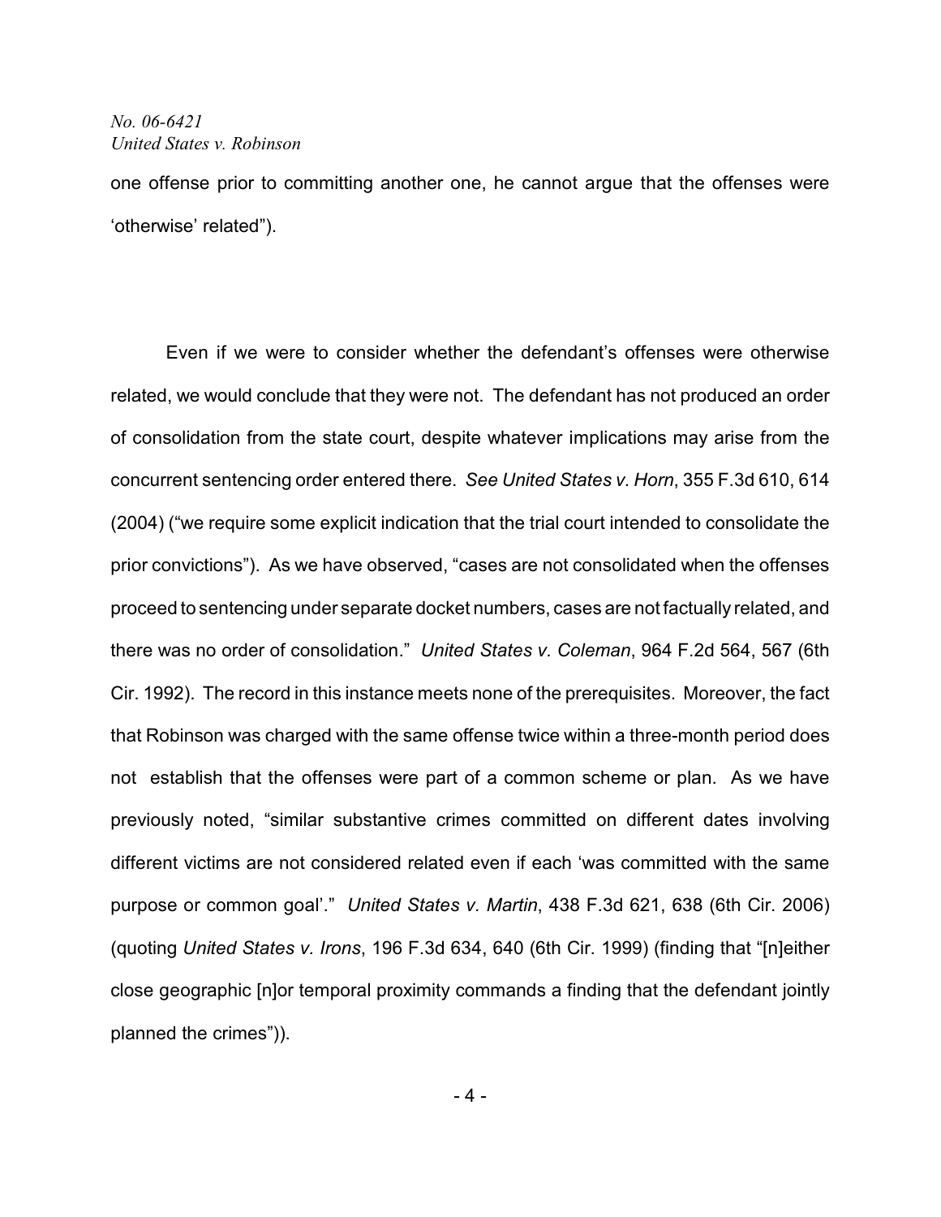one offense prior to committing another one, he cannot argue that the offenses were 'otherwise' related").

Even if we were to consider whether the defendant's offenses were otherwise related, we would conclude that they were not. The defendant has not produced an order of consolidation from the state court, despite whatever implications may arise from the concurrent sentencing order entered there. *See United States v. Horn*, 355 F.3d 610, 614 (2004) ("we require some explicit indication that the trial court intended to consolidate the prior convictions"). As we have observed, "cases are not consolidated when the offenses proceed to sentencing under separate docket numbers, cases are not factually related, and there was no order of consolidation." *United States v. Coleman*, 964 F.2d 564, 567 (6th Cir. 1992). The record in this instance meets none of the prerequisites. Moreover, the fact that Robinson was charged with the same offense twice within a three-month period does not establish that the offenses were part of a common scheme or plan. As we have previously noted, "similar substantive crimes committed on different dates involving different victims are not considered related even if each 'was committed with the same purpose or common goal'." *United States v. Martin*, 438 F.3d 621, 638 (6th Cir. 2006) (quoting *United States v. Irons*, 196 F.3d 634, 640 (6th Cir. 1999) (finding that "[n]either close geographic [n]or temporal proximity commands a finding that the defendant jointly planned the crimes")).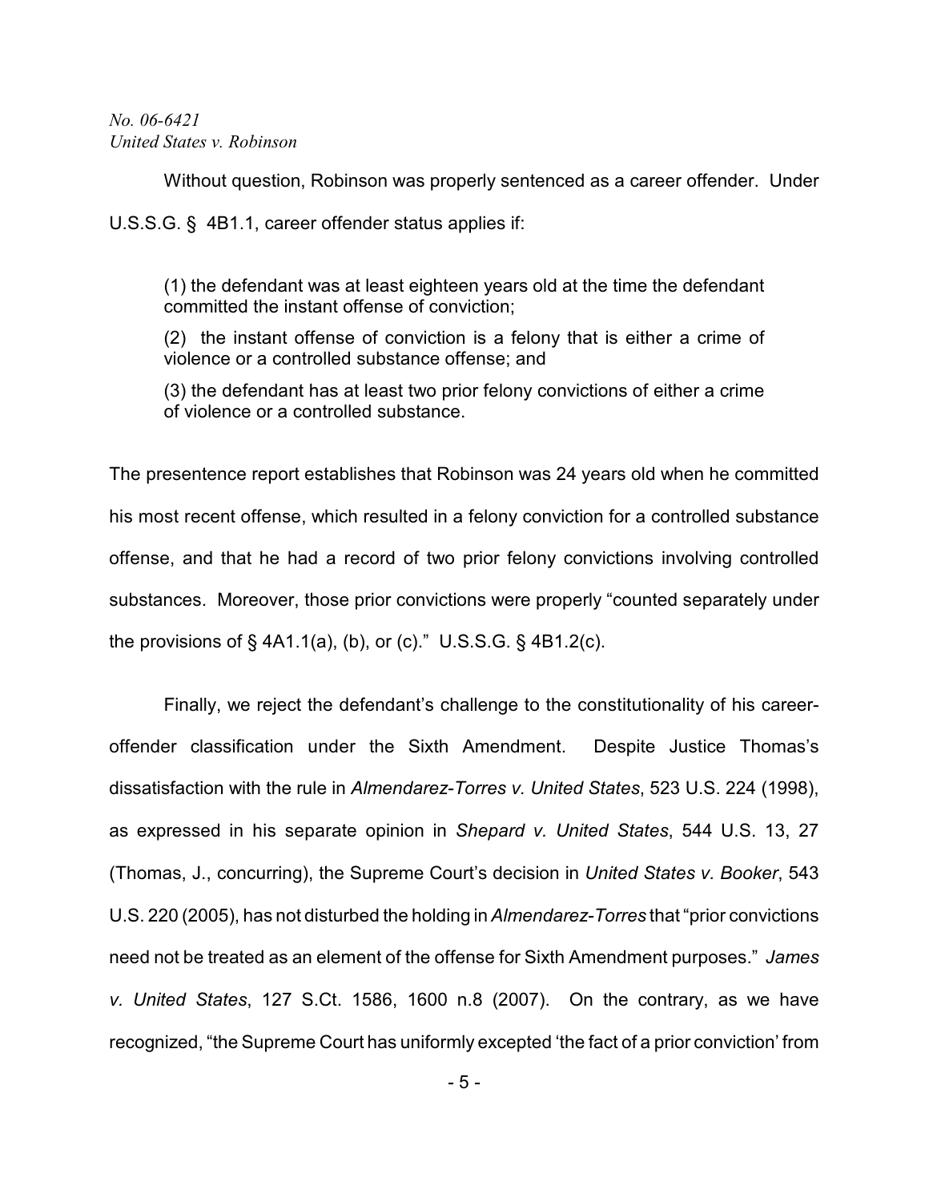Without question, Robinson was properly sentenced as a career offender. Under U.S.S.G. § 4B1.1, career offender status applies if:

> (1) the defendant was at least eighteen years old at the time the defendant committed the instant offense of conviction;
>
> (2) the instant offense of conviction is a felony that is either a crime of violence or a controlled substance offense; and
>
> (3) the defendant has at least two prior felony convictions of either a crime of violence or a controlled substance.

The presentence report establishes that Robinson was 24 years old when he committed his most recent offense, which resulted in a felony conviction for a controlled substance offense, and that he had a record of two prior felony convictions involving controlled substances. Moreover, those prior convictions were properly "counted separately under the provisions of § 4A1.1(a), (b), or (c)." U.S.S.G. § 4B1.2(c).

Finally, we reject the defendant's challenge to the constitutionality of his career-offender classification under the Sixth Amendment. Despite Justice Thomas's dissatisfaction with the rule in *Almendarez-Torres v. United States*, 523 U.S. 224 (1998), as expressed in his separate opinion in *Shepard v. United States*, 544 U.S. 13, 27 (Thomas, J., concurring), the Supreme Court's decision in *United States v. Booker*, 543 U.S. 220 (2005), has not disturbed the holding in *Almendarez-Torres* that "prior convictions need not be treated as an element of the offense for Sixth Amendment purposes." *James v. United States*, 127 S.Ct. 1586, 1600 n.8 (2007). On the contrary, as we have recognized, "the Supreme Court has uniformly excepted 'the fact of a prior conviction' from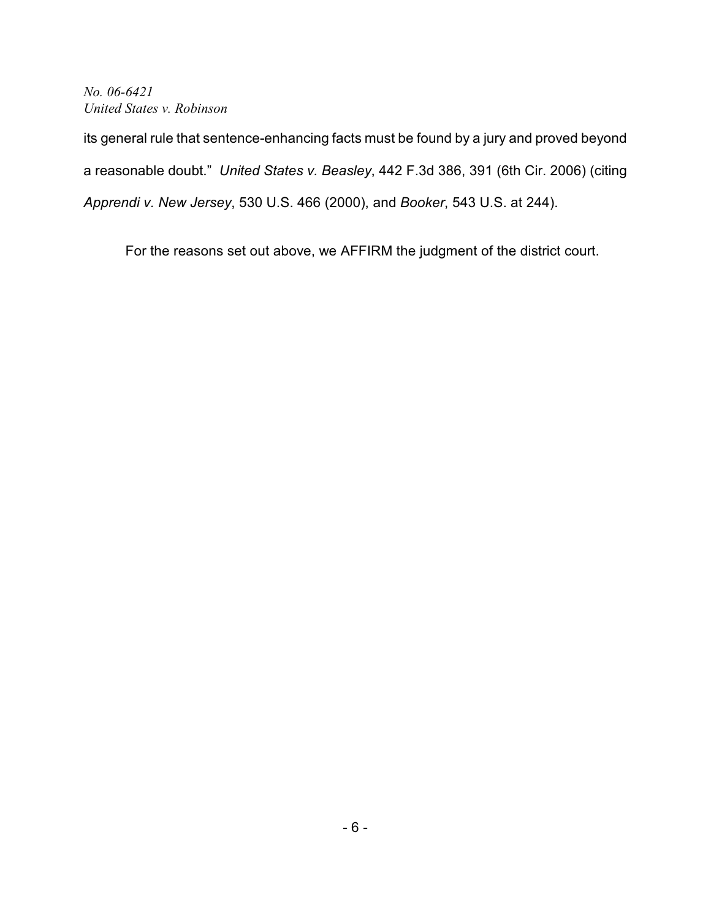its general rule that sentence-enhancing facts must be found by a jury and proved beyond a reasonable doubt." *United States v. Beasley*, 442 F.3d 386, 391 (6th Cir. 2006) (citing *Apprendi v. New Jersey*, 530 U.S. 466 (2000), and *Booker*, 543 U.S. at 244).

For the reasons set out above, we AFFIRM the judgment of the district court.